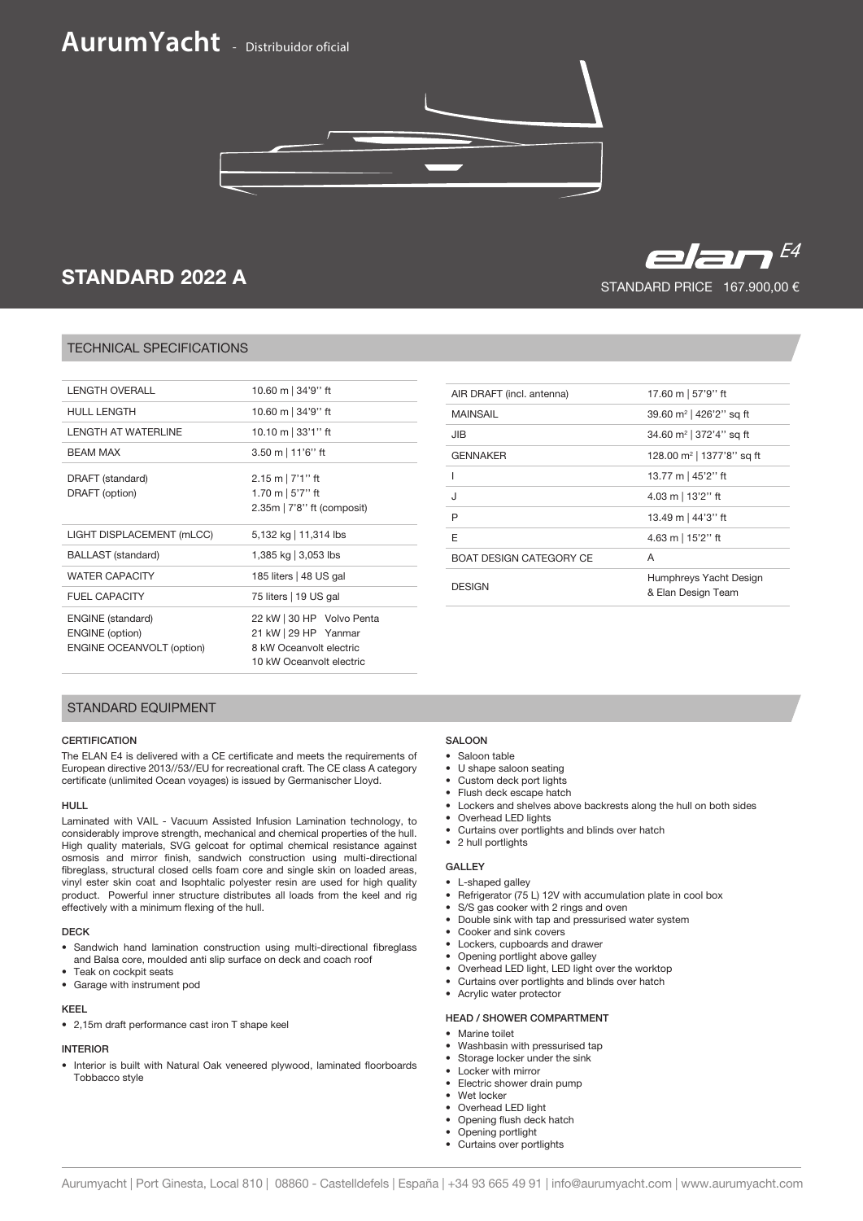# AurumYacht - Distribuidor oficial

## STANDARD 2022 A

elan E4

STANDARD PRICE 167.900,00 €

## TECHNICAL SPECIFICATIONS

| | |
|---|---|
| LENGTH OVERALL | 10.60 m \| 34'9'' ft |
| HULL LENGTH | 10.60 m \| 34'9'' ft |
| LENGTH AT WATERLINE | 10.10 m \| 33'1'' ft |
| BEAM MAX | 3.50 m \| 11'6'' ft |
| DRAFT (standard)<br>DRAFT (option) | 2.15 m \| 7'1'' ft<br>1.70 m \| 5'7'' ft<br>2.35m \| 7'8'' ft (composit) |
| LIGHT DISPLACEMENT (mLCC) | 5,132 kg \| 11,314 lbs |
| BALLAST (standard) | 1,385 kg \| 3,053 lbs |
| WATER CAPACITY | 185 liters \| 48 US gal |
| FUEL CAPACITY | 75 liters \| 19 US gal |
| ENGINE (standard)<br>ENGINE (option)<br>ENGINE OCEANVOLT (option) | 22 kW \| 30 HP Volvo Penta<br>21 kW \| 29 HP Yanmar<br>8 kW Oceanvolt electric<br>10 kW Oceanvolt electric |

| | |
|---|---|
| AIR DRAFT (incl. antenna) | 17.60 m \| 57'9'' ft |
| MAINSAIL | 39.60 m² \| 426'2'' sq ft |
| JIB | 34.60 m² \| 372'4'' sq ft |
| GENNAKER | 128.00 m² \| 1377'8'' sq ft |
| I | 13.77 m \| 45'2'' ft |
| J | 4.03 m \| 13'2'' ft |
| P | 13.49 m \| 44'3'' ft |
| E | 4.63 m \| 15'2'' ft |
| BOAT DESIGN CATEGORY CE | A |
| DESIGN | Humphreys Yacht Design & Elan Design Team |

## STANDARD EQUIPMENT

### CERTIFICATION

The ELAN E4 is delivered with a CE certificate and meets the requirements of European directive 2013//53//EU for recreational craft. The CE class A category certificate (unlimited Ocean voyages) is issued by Germanischer Lloyd.

### HULL

Laminated with VAIL - Vacuum Assisted Infusion Lamination technology, to considerably improve strength, mechanical and chemical properties of the hull. High quality materials, SVG gelcoat for optimal chemical resistance against osmosis and mirror finish, sandwich construction using multi-directional fibreglass, structural closed cells foam core and single skin on loaded areas, vinyl ester skin coat and Isophtalic polyester resin are used for high quality product. Powerful inner structure distributes all loads from the keel and rig effectively with a minimum flexing of the hull.

### DECK

- Sandwich hand lamination construction using multi-directional fibreglass and Balsa core, moulded anti slip surface on deck and coach roof
- Teak on cockpit seats
- Garage with instrument pod

### KEEL

- 2,15m draft performance cast iron T shape keel

### INTERIOR

- Interior is built with Natural Oak veneered plywood, laminated floorboards Tobbacco style

### SALOON

- Saloon table
- U shape saloon seating
- Custom deck port lights
- Flush deck escape hatch
- Lockers and shelves above backrests along the hull on both sides
- Overhead LED lights
- Curtains over portlights and blinds over hatch
- 2 hull portlights

### GALLEY

- L-shaped galley
- Refrigerator (75 L) 12V with accumulation plate in cool box
- S/S gas cooker with 2 rings and oven
- Double sink with tap and pressurised water system
- Cooker and sink covers
- Lockers, cupboards and drawer
- Opening portlight above galley
- Overhead LED light, LED light over the worktop
- Curtains over portlights and blinds over hatch
- Acrylic water protector

### HEAD / SHOWER COMPARTMENT

- Marine toilet
- Washbasin with pressurised tap
- Storage locker under the sink
- Locker with mirror
- Electric shower drain pump
- Wet locker
- Overhead LED light
- Opening flush deck hatch
- Opening portlight
- Curtains over portlights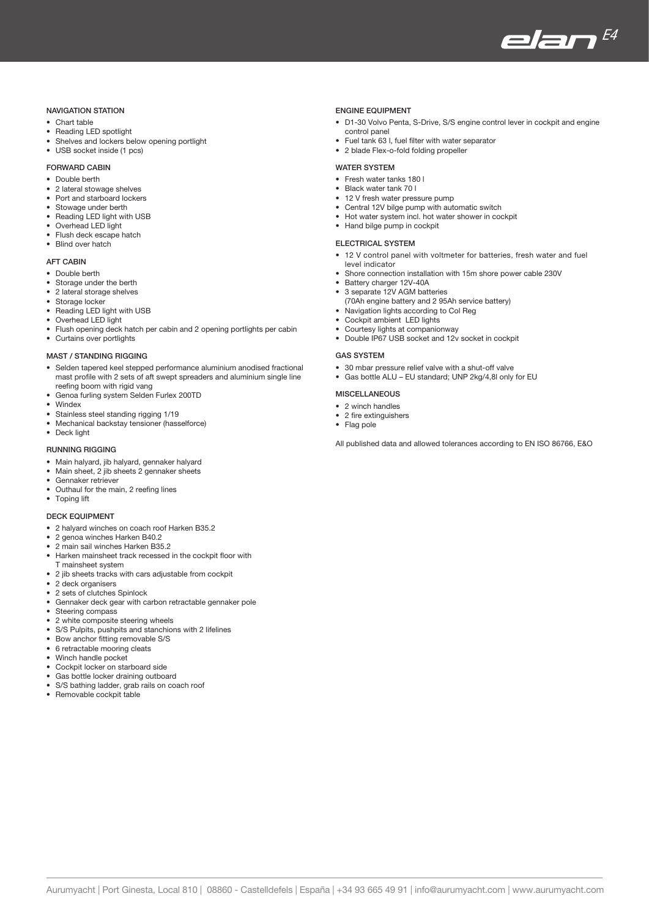## NAVIGATION STATION

- Chart table
- Reading LED spotlight
- Shelves and lockers below opening portlight
- USB socket inside (1 pcs)

## FORWARD CABIN

- Double berth
- 2 lateral stowage shelves
- Port and starboard lockers
- Stowage under berth
- Reading LED light with USB
- Overhead LED light
- Flush deck escape hatch
- Blind over hatch

## AFT CABIN

- Double berth
- Storage under the berth
- 2 lateral storage shelves
- Storage locker
- Reading LED light with USB
- Overhead LED light
- Flush opening deck hatch per cabin and 2 opening portlights per cabin
- Curtains over portlights

## MAST / STANDING RIGGING

- Selden tapered keel stepped performance aluminium anodised fractional mast profile with 2 sets of aft swept spreaders and aluminium single line reefing boom with rigid vang
- Genoa furling system Selden Furlex 200TD
- Windex
- Stainless steel standing rigging 1/19
- Mechanical backstay tensioner (hasselforce)
- Deck light

## RUNNING RIGGING

- Main halyard, jib halyard, gennaker halyard
- Main sheet, 2 jib sheets 2 gennaker sheets
- Gennaker retriever
- Outhaul for the main, 2 reefing lines
- Toping lift

## DECK EQUIPMENT

- 2 halyard winches on coach roof Harken B35.2
- 2 genoa winches Harken B40.2
- 2 main sail winches Harken B35.2
- Harken mainsheet track recessed in the cockpit floor with T mainsheet system
- 2 jib sheets tracks with cars adjustable from cockpit
- 2 deck organisers
- 2 sets of clutches Spinlock
- Gennaker deck gear with carbon retractable gennaker pole
- Steering compass
- 2 white composite steering wheels
- S/S Pulpits, pushpits and stanchions with 2 lifelines
- Bow anchor fitting removable S/S
- 6 retractable mooring cleats
- Winch handle pocket
- Cockpit locker on starboard side
- Gas bottle locker draining outboard
- S/S bathing ladder, grab rails on coach roof
- Removable cockpit table

## ENGINE EQUIPMENT

- D1-30 Volvo Penta, S-Drive, S/S engine control lever in cockpit and engine control panel
- Fuel tank 63 l, fuel filter with water separator
- 2 blade Flex-o-fold folding propeller

## WATER SYSTEM

- Fresh water tanks 180 l
- Black water tank 70 l
- 12 V fresh water pressure pump
- Central 12V bilge pump with automatic switch
- Hot water system incl. hot water shower in cockpit
- Hand bilge pump in cockpit

## ELECTRICAL SYSTEM

- 12 V control panel with voltmeter for batteries, fresh water and fuel level indicator
- Shore connection installation with 15m shore power cable 230V
- Battery charger 12V-40A
- 3 separate 12V AGM batteries (70Ah engine battery and 2 95Ah service battery)
- Navigation lights according to Col Reg
- Cockpit ambient LED lights
- Courtesy lights at companionway
- Double IP67 USB socket and 12v socket in cockpit

## GAS SYSTEM

- 30 mbar pressure relief valve with a shut-off valve
- Gas bottle ALU – EU standard; UNP 2kg/4,8l only for EU

## MISCELLANEOUS

- 2 winch handles
- 2 fire extinguishers
- Flag pole

All published data and allowed tolerances according to EN ISO 86766, E&O

Aurumyacht | Port Ginesta, Local 810 | 08860 - Castelldefels | España | +34 93 665 49 91 | info@aurumyacht.com | www.aurumyacht.com